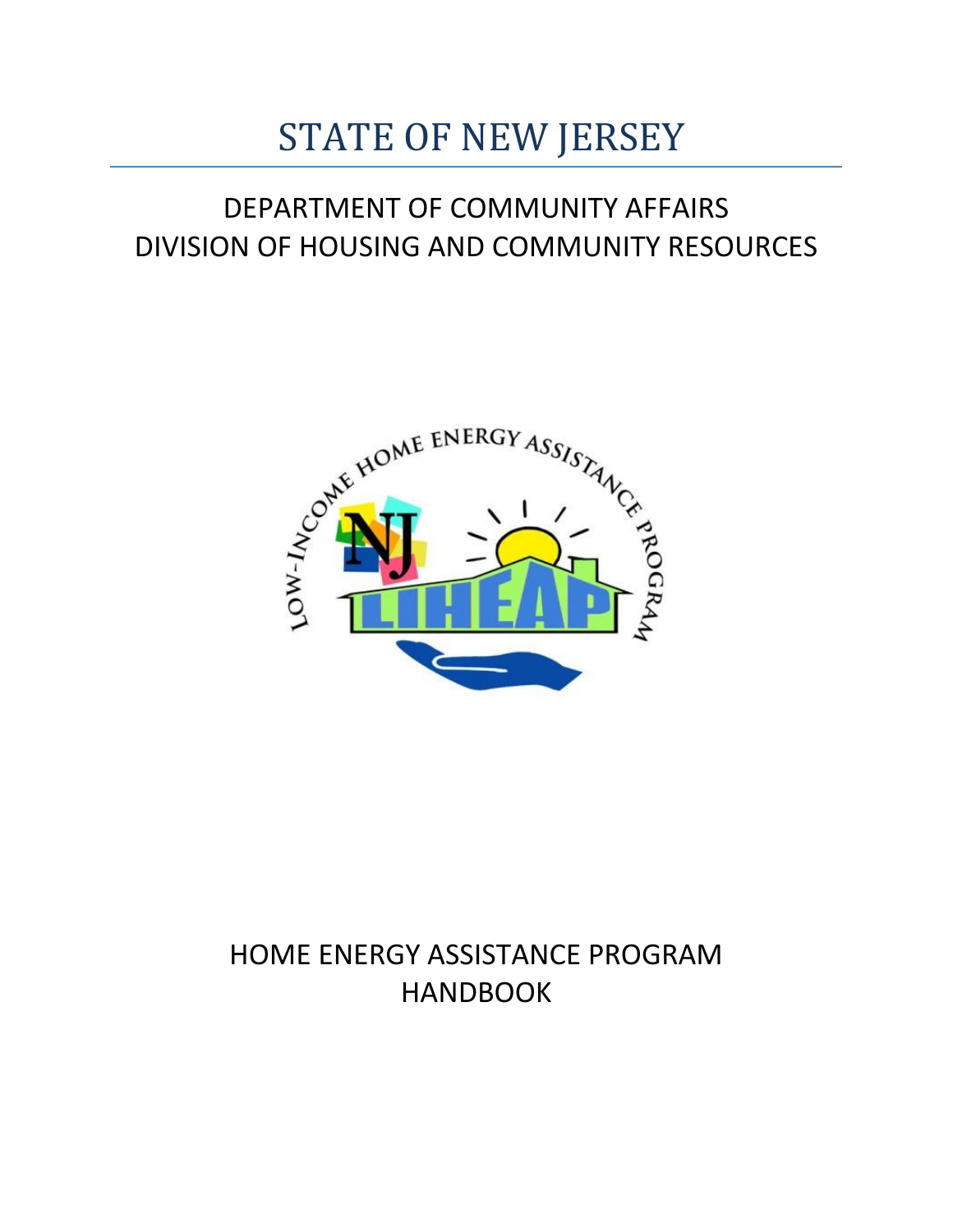# STATE OF NEW JERSEY

## DEPARTMENT OF COMMUNITY AFFAIRS
## DIVISION OF HOUSING AND COMMUNITY RESOURCES

## HOME ENERGY ASSISTANCE PROGRAM HANDBOOK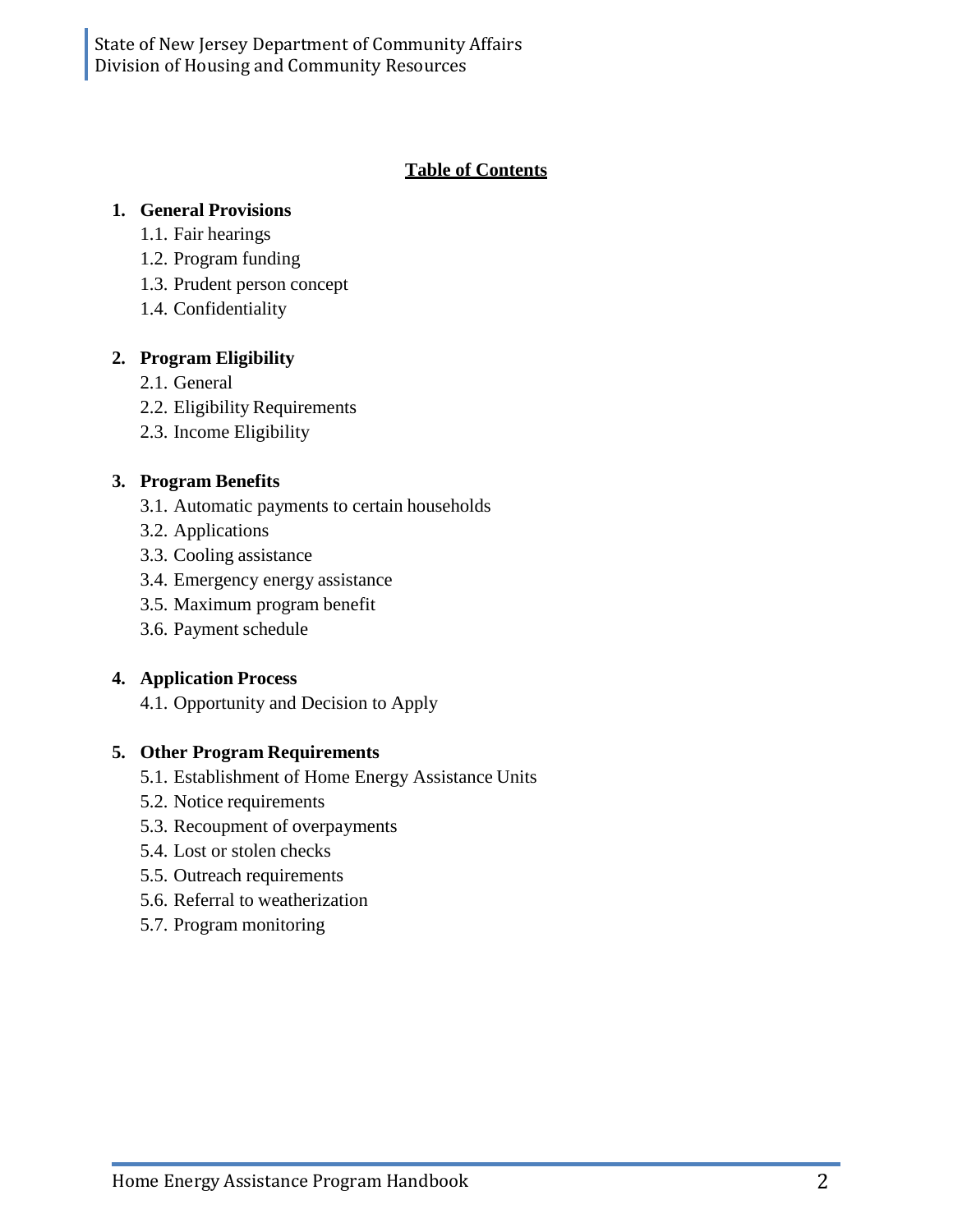## Table of Contents

1. **General Provisions**
    - 1.1. Fair hearings
    - 1.2. Program funding
    - 1.3. Prudent person concept
    - 1.4. Confidentiality

2. **Program Eligibility**
    - 2.1. General
    - 2.2. Eligibility Requirements
    - 2.3. Income Eligibility

3. **Program Benefits**
    - 3.1. Automatic payments to certain households
    - 3.2. Applications
    - 3.3. Cooling assistance
    - 3.4. Emergency energy assistance
    - 3.5. Maximum program benefit
    - 3.6. Payment schedule

4. **Application Process**
    - 4.1. Opportunity and Decision to Apply

5. **Other Program Requirements**
    - 5.1. Establishment of Home Energy Assistance Units
    - 5.2. Notice requirements
    - 5.3. Recoupment of overpayments
    - 5.4. Lost or stolen checks
    - 5.5. Outreach requirements
    - 5.6. Referral to weatherization
    - 5.7. Program monitoring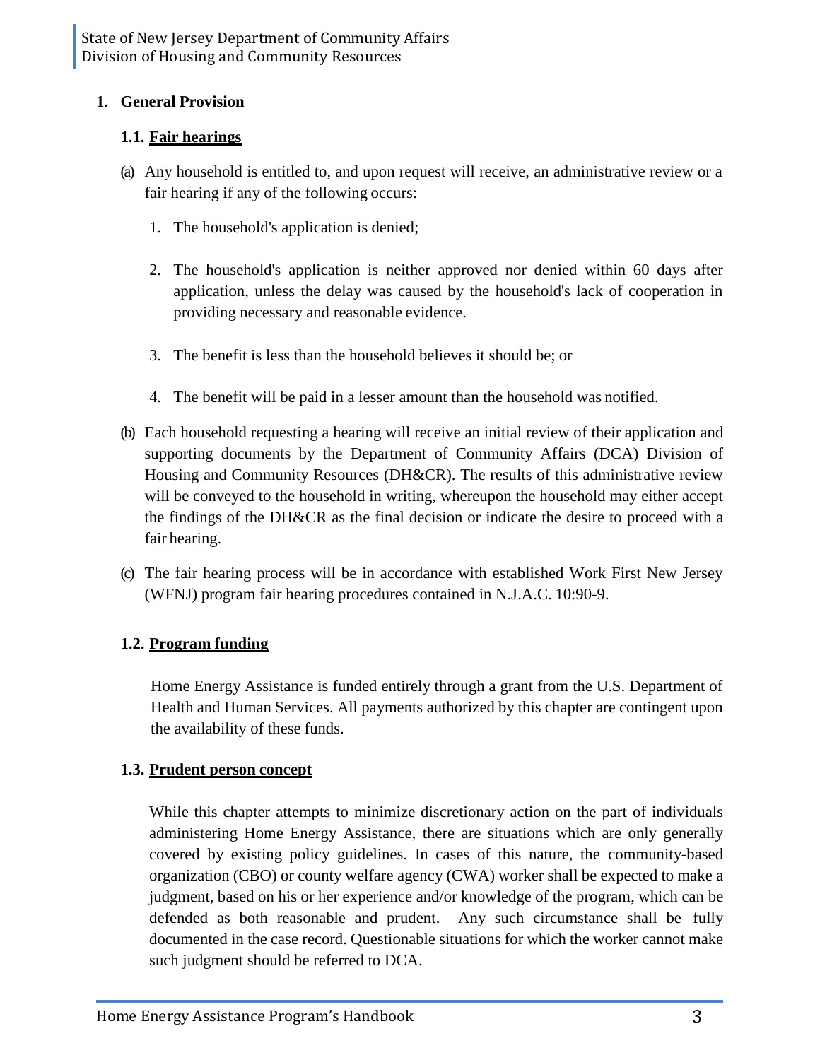## 1. General Provision

### 1.1. Fair hearings

(a) Any household is entitled to, and upon request will receive, an administrative review or a fair hearing if any of the following occurs:

1. The household's application is denied;
2. The household's application is neither approved nor denied within 60 days after application, unless the delay was caused by the household's lack of cooperation in providing necessary and reasonable evidence.
3. The benefit is less than the household believes it should be; or
4. The benefit will be paid in a lesser amount than the household was notified.

(b) Each household requesting a hearing will receive an initial review of their application and supporting documents by the Department of Community Affairs (DCA) Division of Housing and Community Resources (DH&CR). The results of this administrative review will be conveyed to the household in writing, whereupon the household may either accept the findings of the DH&CR as the final decision or indicate the desire to proceed with a fair hearing.

(c) The fair hearing process will be in accordance with established Work First New Jersey (WFNJ) program fair hearing procedures contained in N.J.A.C. 10:90-9.

### 1.2. Program funding

Home Energy Assistance is funded entirely through a grant from the U.S. Department of Health and Human Services. All payments authorized by this chapter are contingent upon the availability of these funds.

### 1.3. Prudent person concept

While this chapter attempts to minimize discretionary action on the part of individuals administering Home Energy Assistance, there are situations which are only generally covered by existing policy guidelines. In cases of this nature, the community-based organization (CBO) or county welfare agency (CWA) worker shall be expected to make a judgment, based on his or her experience and/or knowledge of the program, which can be defended as both reasonable and prudent. Any such circumstance shall be fully documented in the case record. Questionable situations for which the worker cannot make such judgment should be referred to DCA.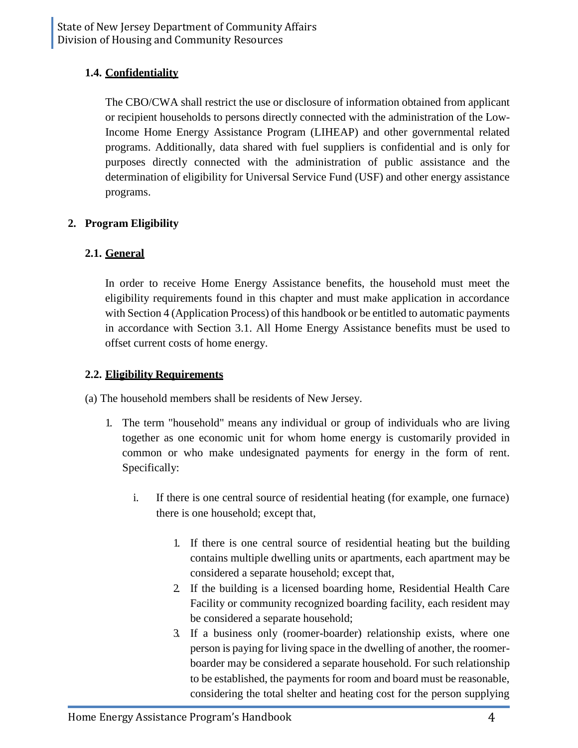### 1.4. Confidentiality

The CBO/CWA shall restrict the use or disclosure of information obtained from applicant or recipient households to persons directly connected with the administration of the Low-Income Home Energy Assistance Program (LIHEAP) and other governmental related programs. Additionally, data shared with fuel suppliers is confidential and is only for purposes directly connected with the administration of public assistance and the determination of eligibility for Universal Service Fund (USF) and other energy assistance programs.

## 2. Program Eligibility

### 2.1. General

In order to receive Home Energy Assistance benefits, the household must meet the eligibility requirements found in this chapter and must make application in accordance with Section 4 (Application Process) of this handbook or be entitled to automatic payments in accordance with Section 3.1. All Home Energy Assistance benefits must be used to offset current costs of home energy.

### 2.2. Eligibility Requirements

(a) The household members shall be residents of New Jersey.

1. The term "household" means any individual or group of individuals who are living together as one economic unit for whom home energy is customarily provided in common or who make undesignated payments for energy in the form of rent. Specifically:

    i. If there is one central source of residential heating (for example, one furnace) there is one household; except that,

        1. If there is one central source of residential heating but the building contains multiple dwelling units or apartments, each apartment may be considered a separate household; except that,
        2. If the building is a licensed boarding home, Residential Health Care Facility or community recognized boarding facility, each resident may be considered a separate household;
        3. If a business only (roomer-boarder) relationship exists, where one person is paying for living space in the dwelling of another, the roomer-boarder may be considered a separate household. For such relationship to be established, the payments for room and board must be reasonable, considering the total shelter and heating cost for the person supplying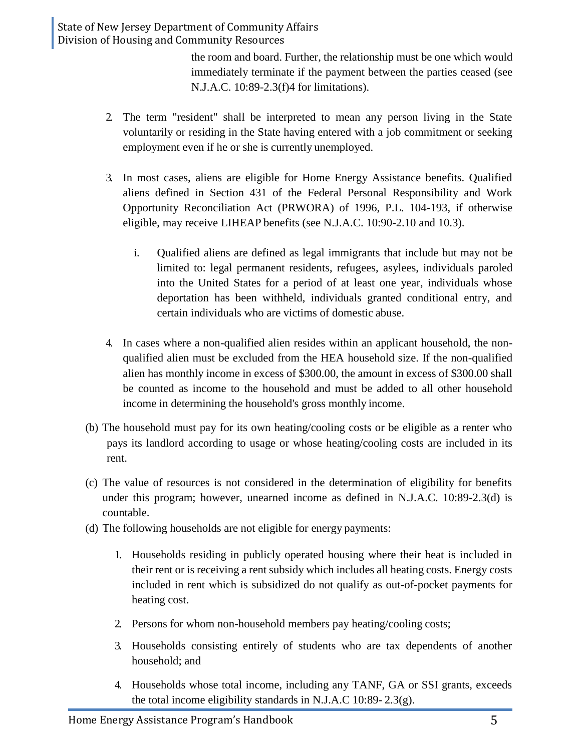the room and board. Further, the relationship must be one which would immediately terminate if the payment between the parties ceased (see N.J.A.C. 10:89-2.3(f)4 for limitations).

2. The term "resident" shall be interpreted to mean any person living in the State voluntarily or residing in the State having entered with a job commitment or seeking employment even if he or she is currently unemployed.

3. In most cases, aliens are eligible for Home Energy Assistance benefits. Qualified aliens defined in Section 431 of the Federal Personal Responsibility and Work Opportunity Reconciliation Act (PRWORA) of 1996, P.L. 104-193, if otherwise eligible, may receive LIHEAP benefits (see N.J.A.C. 10:90-2.10 and 10.3).

   i. Qualified aliens are defined as legal immigrants that include but may not be limited to: legal permanent residents, refugees, asylees, individuals paroled into the United States for a period of at least one year, individuals whose deportation has been withheld, individuals granted conditional entry, and certain individuals who are victims of domestic abuse.

4. In cases where a non-qualified alien resides within an applicant household, the non-qualified alien must be excluded from the HEA household size. If the non-qualified alien has monthly income in excess of $300.00, the amount in excess of $300.00 shall be counted as income to the household and must be added to all other household income in determining the household's gross monthly income.

(b) The household must pay for its own heating/cooling costs or be eligible as a renter who pays its landlord according to usage or whose heating/cooling costs are included in its rent.

(c) The value of resources is not considered in the determination of eligibility for benefits under this program; however, unearned income as defined in N.J.A.C. 10:89-2.3(d) is countable.

(d) The following households are not eligible for energy payments:

1. Households residing in publicly operated housing where their heat is included in their rent or is receiving a rent subsidy which includes all heating costs. Energy costs included in rent which is subsidized do not qualify as out-of-pocket payments for heating cost.

2. Persons for whom non-household members pay heating/cooling costs;

3. Households consisting entirely of students who are tax dependents of another household; and

4. Households whose total income, including any TANF, GA or SSI grants, exceeds the total income eligibility standards in N.J.A.C 10:89- 2.3(g).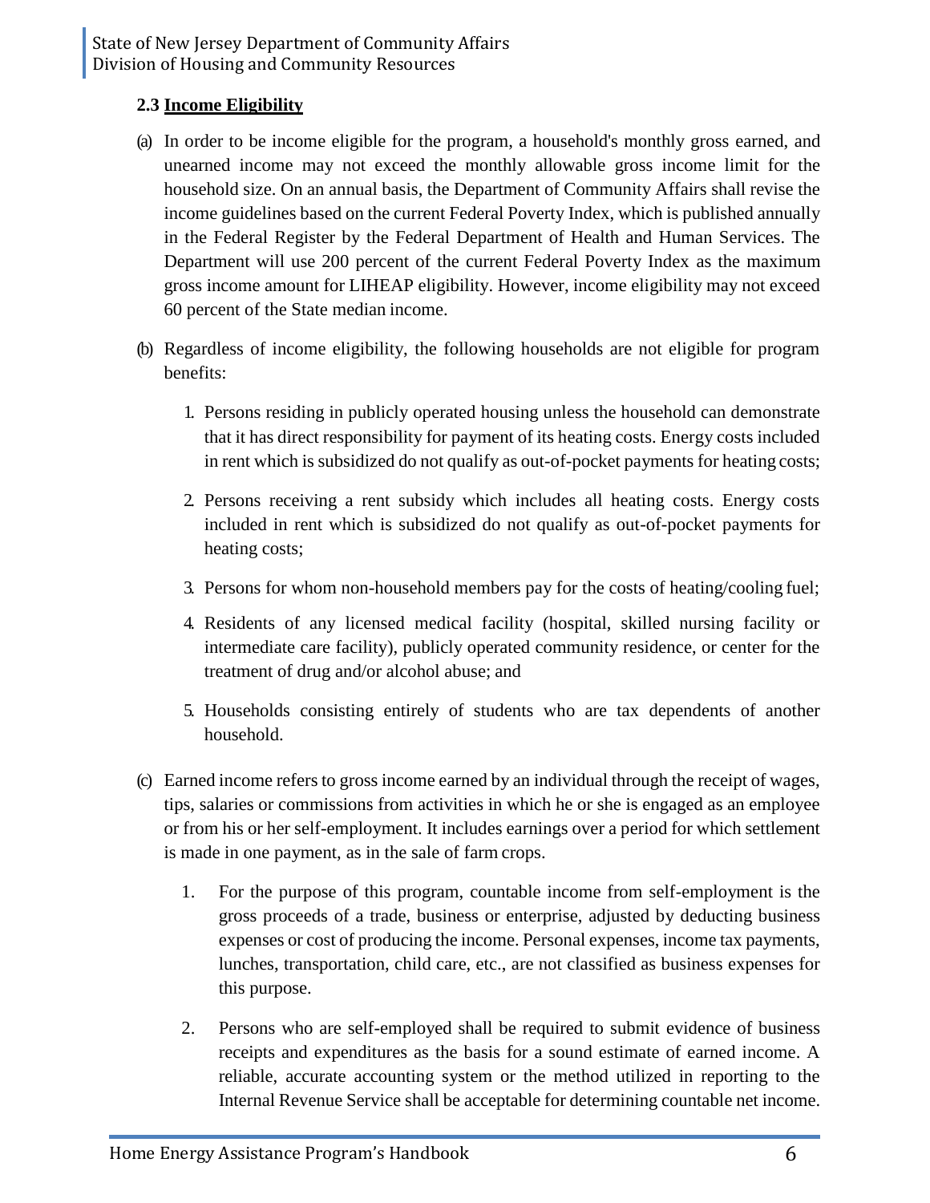### 2.3 Income Eligibility

(a) In order to be income eligible for the program, a household's monthly gross earned, and unearned income may not exceed the monthly allowable gross income limit for the household size. On an annual basis, the Department of Community Affairs shall revise the income guidelines based on the current Federal Poverty Index, which is published annually in the Federal Register by the Federal Department of Health and Human Services. The Department will use 200 percent of the current Federal Poverty Index as the maximum gross income amount for LIHEAP eligibility. However, income eligibility may not exceed 60 percent of the State median income.

(b) Regardless of income eligibility, the following households are not eligible for program benefits:

1. Persons residing in publicly operated housing unless the household can demonstrate that it has direct responsibility for payment of its heating costs. Energy costs included in rent which is subsidized do not qualify as out-of-pocket payments for heating costs;

2. Persons receiving a rent subsidy which includes all heating costs. Energy costs included in rent which is subsidized do not qualify as out-of-pocket payments for heating costs;

3. Persons for whom non-household members pay for the costs of heating/cooling fuel;

4. Residents of any licensed medical facility (hospital, skilled nursing facility or intermediate care facility), publicly operated community residence, or center for the treatment of drug and/or alcohol abuse; and

5. Households consisting entirely of students who are tax dependents of another household.

(c) Earned income refers to gross income earned by an individual through the receipt of wages, tips, salaries or commissions from activities in which he or she is engaged as an employee or from his or her self-employment. It includes earnings over a period for which settlement is made in one payment, as in the sale of farm crops.

1. For the purpose of this program, countable income from self-employment is the gross proceeds of a trade, business or enterprise, adjusted by deducting business expenses or cost of producing the income. Personal expenses, income tax payments, lunches, transportation, child care, etc., are not classified as business expenses for this purpose.

2. Persons who are self-employed shall be required to submit evidence of business receipts and expenditures as the basis for a sound estimate of earned income. A reliable, accurate accounting system or the method utilized in reporting to the Internal Revenue Service shall be acceptable for determining countable net income.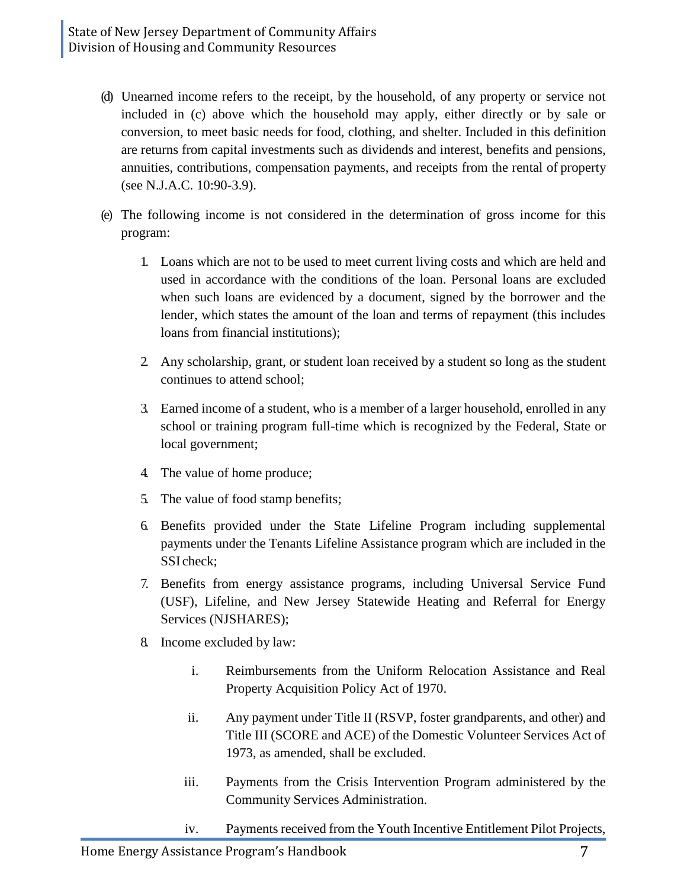(d) Unearned income refers to the receipt, by the household, of any property or service not included in (c) above which the household may apply, either directly or by sale or conversion, to meet basic needs for food, clothing, and shelter. Included in this definition are returns from capital investments such as dividends and interest, benefits and pensions, annuities, contributions, compensation payments, and receipts from the rental of property (see N.J.A.C. 10:90-3.9).

(e) The following income is not considered in the determination of gross income for this program:

1. Loans which are not to be used to meet current living costs and which are held and used in accordance with the conditions of the loan. Personal loans are excluded when such loans are evidenced by a document, signed by the borrower and the lender, which states the amount of the loan and terms of repayment (this includes loans from financial institutions);

2. Any scholarship, grant, or student loan received by a student so long as the student continues to attend school;

3. Earned income of a student, who is a member of a larger household, enrolled in any school or training program full-time which is recognized by the Federal, State or local government;

4. The value of home produce;

5. The value of food stamp benefits;

6. Benefits provided under the State Lifeline Program including supplemental payments under the Tenants Lifeline Assistance program which are included in the SSI check;

7. Benefits from energy assistance programs, including Universal Service Fund (USF), Lifeline, and New Jersey Statewide Heating and Referral for Energy Services (NJSHARES);

8. Income excluded by law:

   i. Reimbursements from the Uniform Relocation Assistance and Real Property Acquisition Policy Act of 1970.

   ii. Any payment under Title II (RSVP, foster grandparents, and other) and Title III (SCORE and ACE) of the Domestic Volunteer Services Act of 1973, as amended, shall be excluded.

   iii. Payments from the Crisis Intervention Program administered by the Community Services Administration.

   iv. Payments received from the Youth Incentive Entitlement Pilot Projects,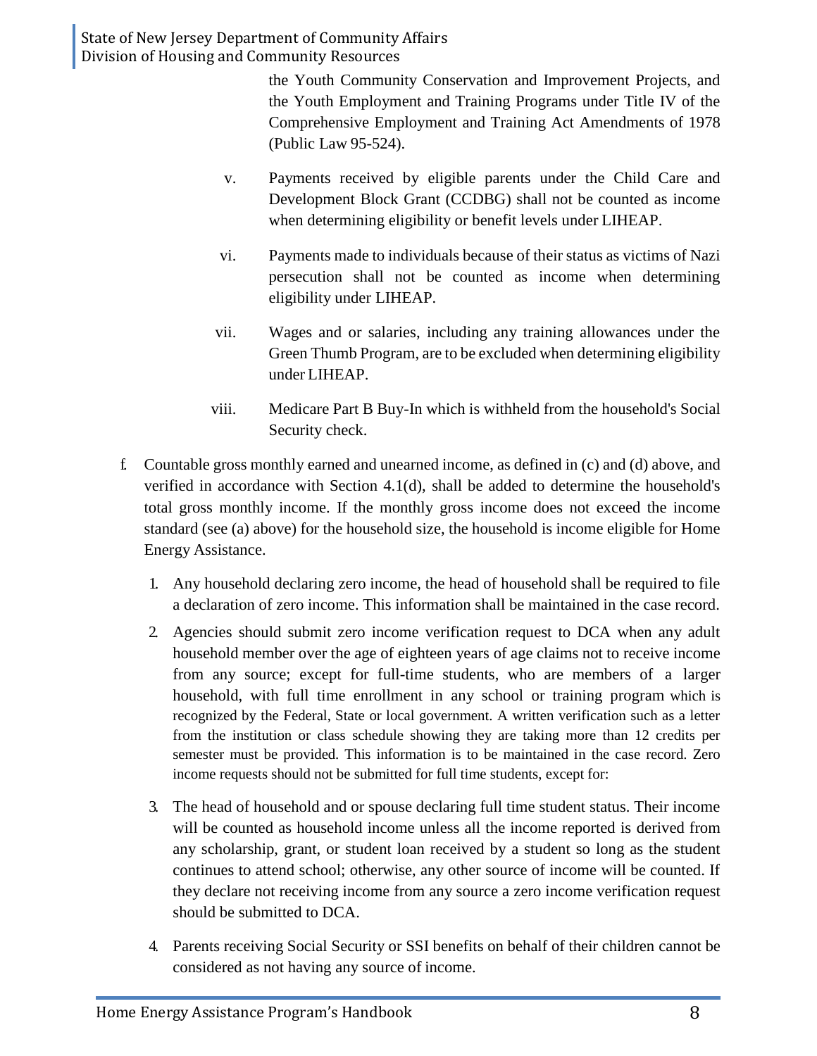the Youth Community Conservation and Improvement Projects, and the Youth Employment and Training Programs under Title IV of the Comprehensive Employment and Training Act Amendments of 1978 (Public Law 95-524).

v. Payments received by eligible parents under the Child Care and Development Block Grant (CCDBG) shall not be counted as income when determining eligibility or benefit levels under LIHEAP.

vi. Payments made to individuals because of their status as victims of Nazi persecution shall not be counted as income when determining eligibility under LIHEAP.

vii. Wages and or salaries, including any training allowances under the Green Thumb Program, are to be excluded when determining eligibility under LIHEAP.

viii. Medicare Part B Buy-In which is withheld from the household's Social Security check.

f. Countable gross monthly earned and unearned income, as defined in (c) and (d) above, and verified in accordance with Section 4.1(d), shall be added to determine the household's total gross monthly income. If the monthly gross income does not exceed the income standard (see (a) above) for the household size, the household is income eligible for Home Energy Assistance.

1. Any household declaring zero income, the head of household shall be required to file a declaration of zero income. This information shall be maintained in the case record.

2. Agencies should submit zero income verification request to DCA when any adult household member over the age of eighteen years of age claims not to receive income from any source; except for full-time students, who are members of a larger household, with full time enrollment in any school or training program which is recognized by the Federal, State or local government. A written verification such as a letter from the institution or class schedule showing they are taking more than 12 credits per semester must be provided. This information is to be maintained in the case record. Zero income requests should not be submitted for full time students, except for:

3. The head of household and or spouse declaring full time student status. Their income will be counted as household income unless all the income reported is derived from any scholarship, grant, or student loan received by a student so long as the student continues to attend school; otherwise, any other source of income will be counted. If they declare not receiving income from any source a zero income verification request should be submitted to DCA.

4. Parents receiving Social Security or SSI benefits on behalf of their children cannot be considered as not having any source of income.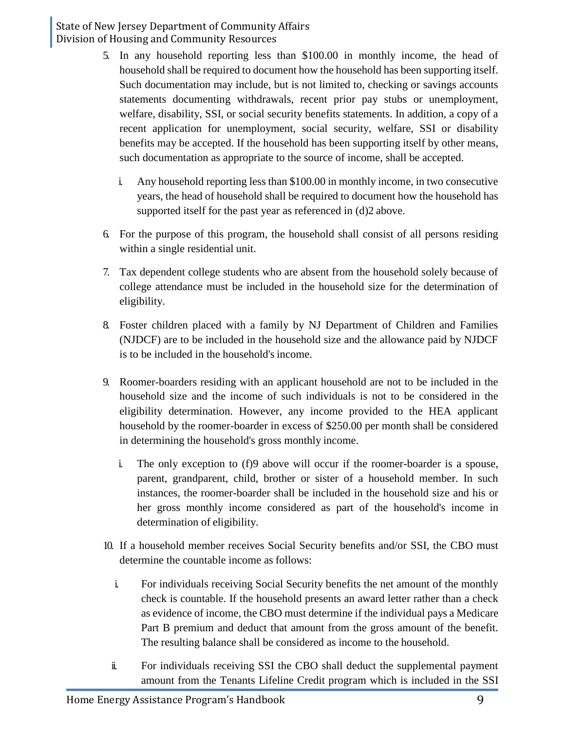5. In any household reporting less than $100.00 in monthly income, the head of household shall be required to document how the household has been supporting itself. Such documentation may include, but is not limited to, checking or savings accounts statements documenting withdrawals, recent prior pay stubs or unemployment, welfare, disability, SSI, or social security benefits statements. In addition, a copy of a recent application for unemployment, social security, welfare, SSI or disability benefits may be accepted. If the household has been supporting itself by other means, such documentation as appropriate to the source of income, shall be accepted.

   i. Any household reporting less than $100.00 in monthly income, in two consecutive years, the head of household shall be required to document how the household has supported itself for the past year as referenced in (d)2 above.

6. For the purpose of this program, the household shall consist of all persons residing within a single residential unit.

7. Tax dependent college students who are absent from the household solely because of college attendance must be included in the household size for the determination of eligibility.

8. Foster children placed with a family by NJ Department of Children and Families (NJDCF) are to be included in the household size and the allowance paid by NJDCF is to be included in the household's income.

9. Roomer-boarders residing with an applicant household are not to be included in the household size and the income of such individuals is not to be considered in the eligibility determination. However, any income provided to the HEA applicant household by the roomer-boarder in excess of $250.00 per month shall be considered in determining the household's gross monthly income.

   i. The only exception to (f)9 above will occur if the roomer-boarder is a spouse, parent, grandparent, child, brother or sister of a household member. In such instances, the roomer-boarder shall be included in the household size and his or her gross monthly income considered as part of the household's income in determination of eligibility.

10. If a household member receives Social Security benefits and/or SSI, the CBO must determine the countable income as follows:

    i. For individuals receiving Social Security benefits the net amount of the monthly check is countable. If the household presents an award letter rather than a check as evidence of income, the CBO must determine if the individual pays a Medicare Part B premium and deduct that amount from the gross amount of the benefit. The resulting balance shall be considered as income to the household.

    ii. For individuals receiving SSI the CBO shall deduct the supplemental payment amount from the Tenants Lifeline Credit program which is included in the SSI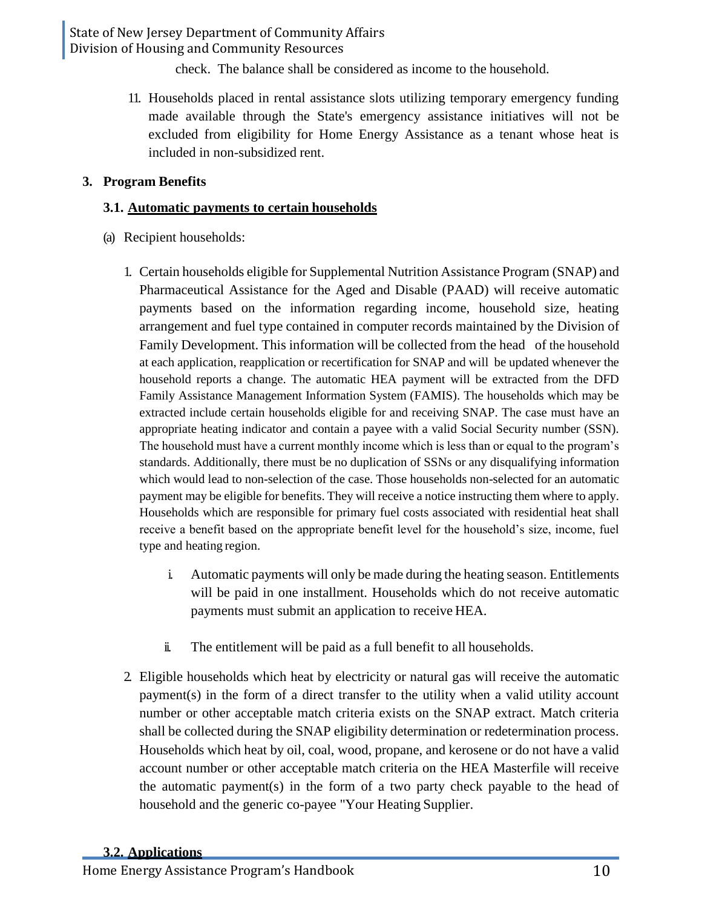check. The balance shall be considered as income to the household.

11. Households placed in rental assistance slots utilizing temporary emergency funding made available through the State's emergency assistance initiatives will not be excluded from eligibility for Home Energy Assistance as a tenant whose heat is included in non-subsidized rent.

## 3. Program Benefits

### 3.1. Automatic payments to certain households

(a) Recipient households:

1. Certain households eligible for Supplemental Nutrition Assistance Program (SNAP) and Pharmaceutical Assistance for the Aged and Disable (PAAD) will receive automatic payments based on the information regarding income, household size, heating arrangement and fuel type contained in computer records maintained by the Division of Family Development. This information will be collected from the head of the household at each application, reapplication or recertification for SNAP and will be updated whenever the household reports a change. The automatic HEA payment will be extracted from the DFD Family Assistance Management Information System (FAMIS). The households which may be extracted include certain households eligible for and receiving SNAP. The case must have an appropriate heating indicator and contain a payee with a valid Social Security number (SSN). The household must have a current monthly income which is less than or equal to the program's standards. Additionally, there must be no duplication of SSNs or any disqualifying information which would lead to non-selection of the case. Those households non-selected for an automatic payment may be eligible for benefits. They will receive a notice instructing them where to apply. Households which are responsible for primary fuel costs associated with residential heat shall receive a benefit based on the appropriate benefit level for the household's size, income, fuel type and heating region.

   i. Automatic payments will only be made during the heating season. Entitlements will be paid in one installment. Households which do not receive automatic payments must submit an application to receive HEA.

   ii. The entitlement will be paid as a full benefit to all households.

2. Eligible households which heat by electricity or natural gas will receive the automatic payment(s) in the form of a direct transfer to the utility when a valid utility account number or other acceptable match criteria exists on the SNAP extract. Match criteria shall be collected during the SNAP eligibility determination or redetermination process. Households which heat by oil, coal, wood, propane, and kerosene or do not have a valid account number or other acceptable match criteria on the HEA Masterfile will receive the automatic payment(s) in the form of a two party check payable to the head of household and the generic co-payee "Your Heating Supplier.

### 3.2. Applications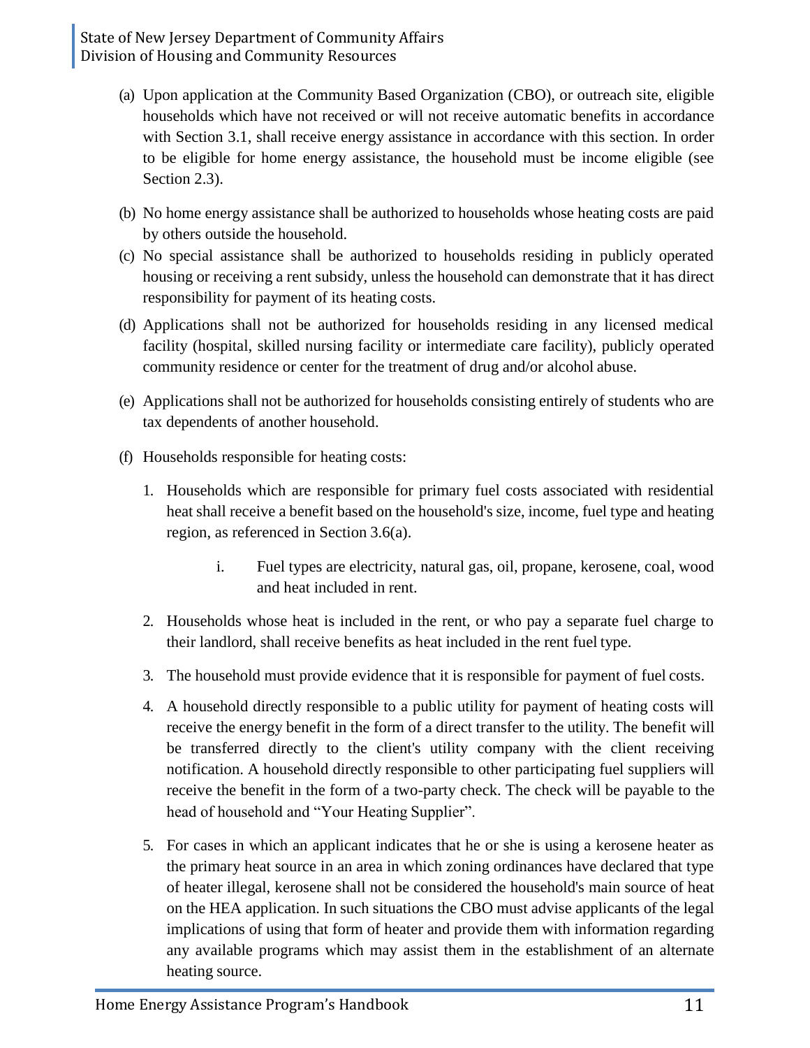(a) Upon application at the Community Based Organization (CBO), or outreach site, eligible households which have not received or will not receive automatic benefits in accordance with Section 3.1, shall receive energy assistance in accordance with this section. In order to be eligible for home energy assistance, the household must be income eligible (see Section 2.3).

(b) No home energy assistance shall be authorized to households whose heating costs are paid by others outside the household.

(c) No special assistance shall be authorized to households residing in publicly operated housing or receiving a rent subsidy, unless the household can demonstrate that it has direct responsibility for payment of its heating costs.

(d) Applications shall not be authorized for households residing in any licensed medical facility (hospital, skilled nursing facility or intermediate care facility), publicly operated community residence or center for the treatment of drug and/or alcohol abuse.

(e) Applications shall not be authorized for households consisting entirely of students who are tax dependents of another household.

(f) Households responsible for heating costs:

1. Households which are responsible for primary fuel costs associated with residential heat shall receive a benefit based on the household's size, income, fuel type and heating region, as referenced in Section 3.6(a).

    i. Fuel types are electricity, natural gas, oil, propane, kerosene, coal, wood and heat included in rent.

2. Households whose heat is included in the rent, or who pay a separate fuel charge to their landlord, shall receive benefits as heat included in the rent fuel type.

3. The household must provide evidence that it is responsible for payment of fuel costs.

4. A household directly responsible to a public utility for payment of heating costs will receive the energy benefit in the form of a direct transfer to the utility. The benefit will be transferred directly to the client's utility company with the client receiving notification. A household directly responsible to other participating fuel suppliers will receive the benefit in the form of a two-party check. The check will be payable to the head of household and "Your Heating Supplier".

5. For cases in which an applicant indicates that he or she is using a kerosene heater as the primary heat source in an area in which zoning ordinances have declared that type of heater illegal, kerosene shall not be considered the household's main source of heat on the HEA application. In such situations the CBO must advise applicants of the legal implications of using that form of heater and provide them with information regarding any available programs which may assist them in the establishment of an alternate heating source.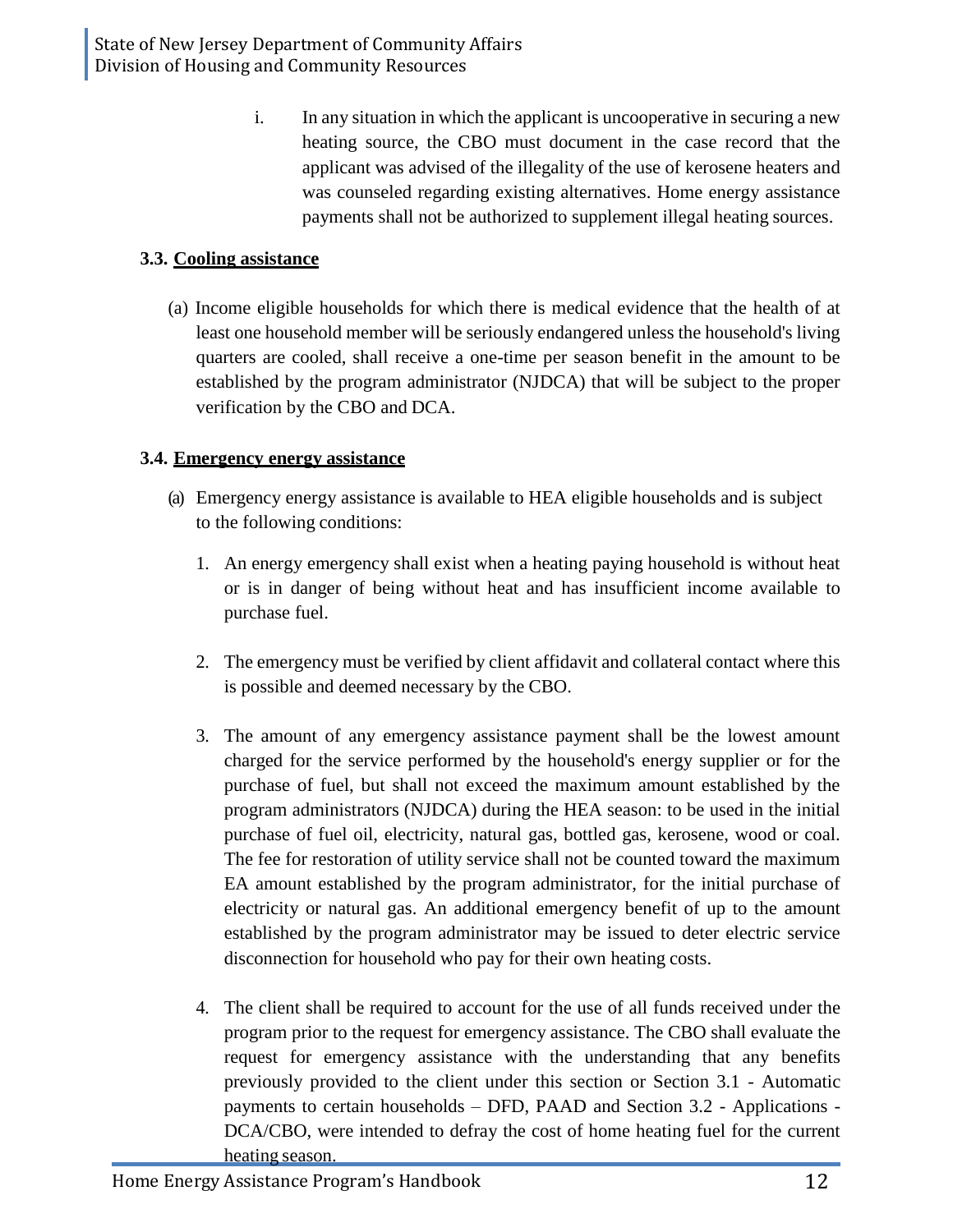i. In any situation in which the applicant is uncooperative in securing a new heating source, the CBO must document in the case record that the applicant was advised of the illegality of the use of kerosene heaters and was counseled regarding existing alternatives. Home energy assistance payments shall not be authorized to supplement illegal heating sources.

### 3.3. Cooling assistance

(a) Income eligible households for which there is medical evidence that the health of at least one household member will be seriously endangered unless the household's living quarters are cooled, shall receive a one-time per season benefit in the amount to be established by the program administrator (NJDCA) that will be subject to the proper verification by the CBO and DCA.

### 3.4. Emergency energy assistance

(a) Emergency energy assistance is available to HEA eligible households and is subject to the following conditions:

1. An energy emergency shall exist when a heating paying household is without heat or is in danger of being without heat and has insufficient income available to purchase fuel.

2. The emergency must be verified by client affidavit and collateral contact where this is possible and deemed necessary by the CBO.

3. The amount of any emergency assistance payment shall be the lowest amount charged for the service performed by the household's energy supplier or for the purchase of fuel, but shall not exceed the maximum amount established by the program administrators (NJDCA) during the HEA season: to be used in the initial purchase of fuel oil, electricity, natural gas, bottled gas, kerosene, wood or coal. The fee for restoration of utility service shall not be counted toward the maximum EA amount established by the program administrator, for the initial purchase of electricity or natural gas. An additional emergency benefit of up to the amount established by the program administrator may be issued to deter electric service disconnection for household who pay for their own heating costs.

4. The client shall be required to account for the use of all funds received under the program prior to the request for emergency assistance. The CBO shall evaluate the request for emergency assistance with the understanding that any benefits previously provided to the client under this section or Section 3.1 - Automatic payments to certain households – DFD, PAAD and Section 3.2 - Applications - DCA/CBO, were intended to defray the cost of home heating fuel for the current heating season.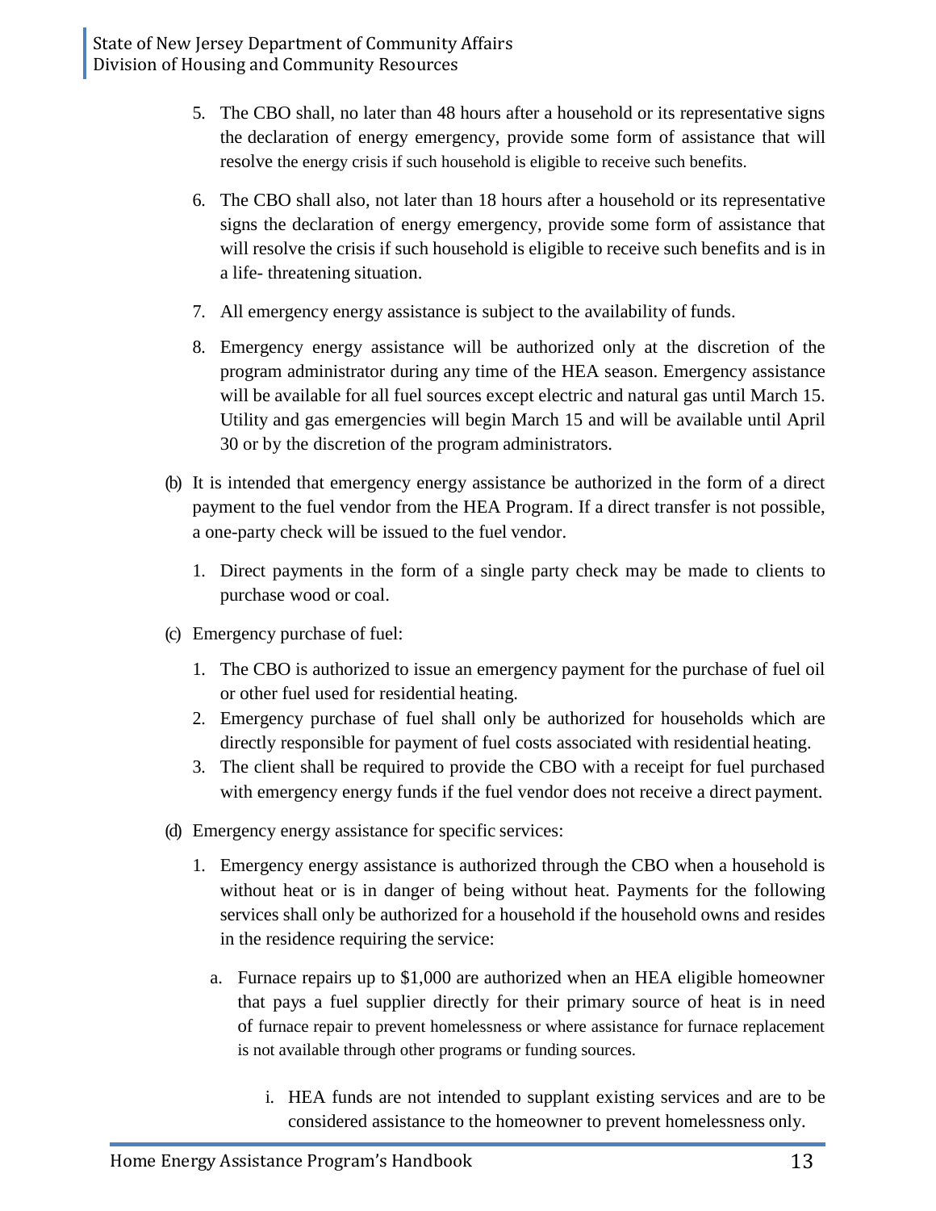5. The CBO shall, no later than 48 hours after a household or its representative signs the declaration of energy emergency, provide some form of assistance that will resolve the energy crisis if such household is eligible to receive such benefits.

6. The CBO shall also, not later than 18 hours after a household or its representative signs the declaration of energy emergency, provide some form of assistance that will resolve the crisis if such household is eligible to receive such benefits and is in a life- threatening situation.

7. All emergency energy assistance is subject to the availability of funds.

8. Emergency energy assistance will be authorized only at the discretion of the program administrator during any time of the HEA season. Emergency assistance will be available for all fuel sources except electric and natural gas until March 15. Utility and gas emergencies will begin March 15 and will be available until April 30 or by the discretion of the program administrators.

(b) It is intended that emergency energy assistance be authorized in the form of a direct payment to the fuel vendor from the HEA Program. If a direct transfer is not possible, a one-party check will be issued to the fuel vendor.

   1. Direct payments in the form of a single party check may be made to clients to purchase wood or coal.

(c) Emergency purchase of fuel:

   1. The CBO is authorized to issue an emergency payment for the purchase of fuel oil or other fuel used for residential heating.
   2. Emergency purchase of fuel shall only be authorized for households which are directly responsible for payment of fuel costs associated with residential heating.
   3. The client shall be required to provide the CBO with a receipt for fuel purchased with emergency energy funds if the fuel vendor does not receive a direct payment.

(d) Emergency energy assistance for specific services:

   1. Emergency energy assistance is authorized through the CBO when a household is without heat or is in danger of being without heat. Payments for the following services shall only be authorized for a household if the household owns and resides in the residence requiring the service:

      a. Furnace repairs up to $1,000 are authorized when an HEA eligible homeowner that pays a fuel supplier directly for their primary source of heat is in need of furnace repair to prevent homelessness or where assistance for furnace replacement is not available through other programs or funding sources.

         i. HEA funds are not intended to supplant existing services and are to be considered assistance to the homeowner to prevent homelessness only.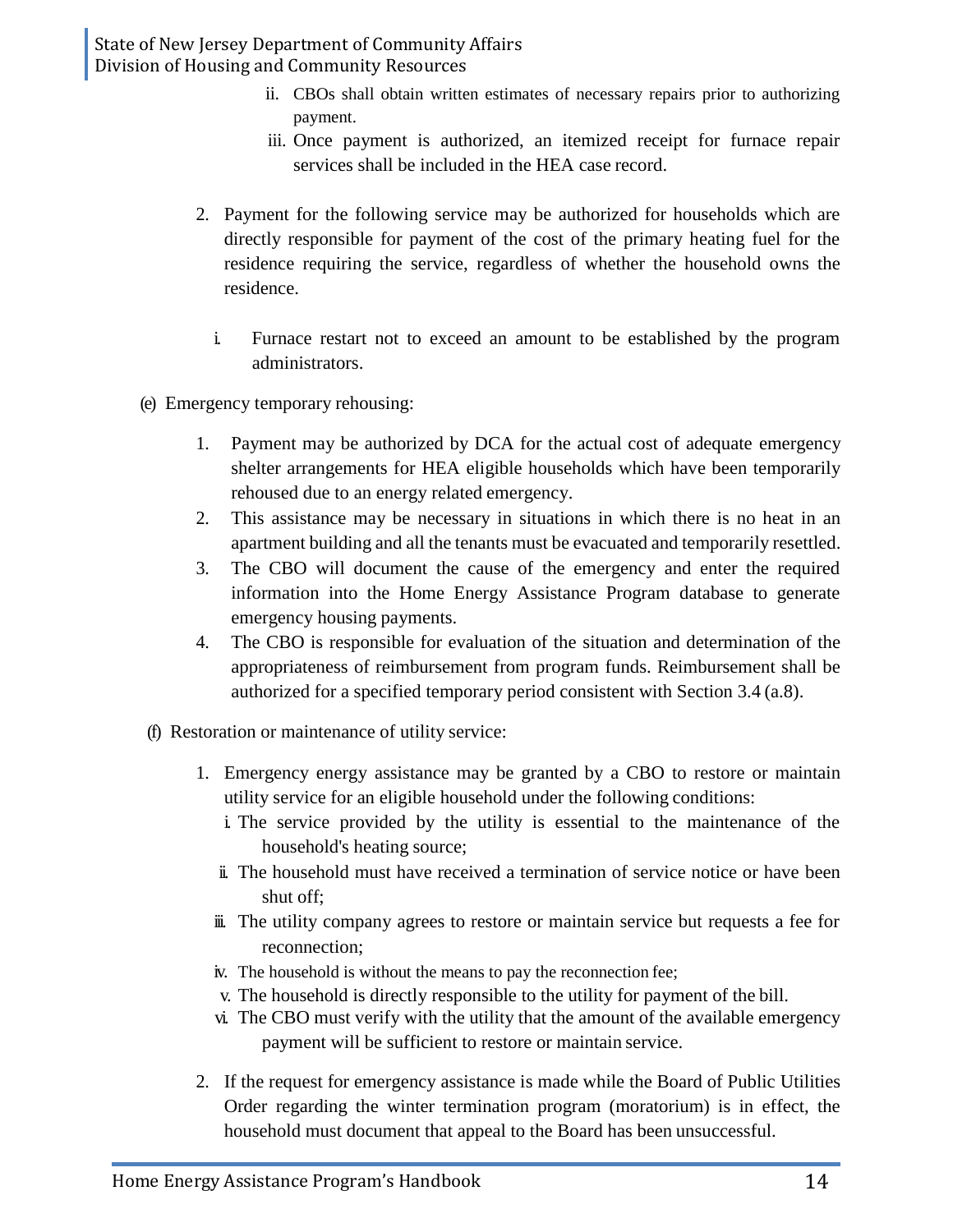ii. CBOs shall obtain written estimates of necessary repairs prior to authorizing payment.

iii. Once payment is authorized, an itemized receipt for furnace repair services shall be included in the HEA case record.

2. Payment for the following service may be authorized for households which are directly responsible for payment of the cost of the primary heating fuel for the residence requiring the service, regardless of whether the household owns the residence.

   i. Furnace restart not to exceed an amount to be established by the program administrators.

(e) Emergency temporary rehousing:

1. Payment may be authorized by DCA for the actual cost of adequate emergency shelter arrangements for HEA eligible households which have been temporarily rehoused due to an energy related emergency.
2. This assistance may be necessary in situations in which there is no heat in an apartment building and all the tenants must be evacuated and temporarily resettled.
3. The CBO will document the cause of the emergency and enter the required information into the Home Energy Assistance Program database to generate emergency housing payments.
4. The CBO is responsible for evaluation of the situation and determination of the appropriateness of reimbursement from program funds. Reimbursement shall be authorized for a specified temporary period consistent with Section 3.4 (a.8).

(f) Restoration or maintenance of utility service:

1. Emergency energy assistance may be granted by a CBO to restore or maintain utility service for an eligible household under the following conditions:
   i. The service provided by the utility is essential to the maintenance of the household's heating source;
   ii. The household must have received a termination of service notice or have been shut off;
   iii. The utility company agrees to restore or maintain service but requests a fee for reconnection;
   iv. The household is without the means to pay the reconnection fee;
   v. The household is directly responsible to the utility for payment of the bill.
   vi. The CBO must verify with the utility that the amount of the available emergency payment will be sufficient to restore or maintain service.
2. If the request for emergency assistance is made while the Board of Public Utilities Order regarding the winter termination program (moratorium) is in effect, the household must document that appeal to the Board has been unsuccessful.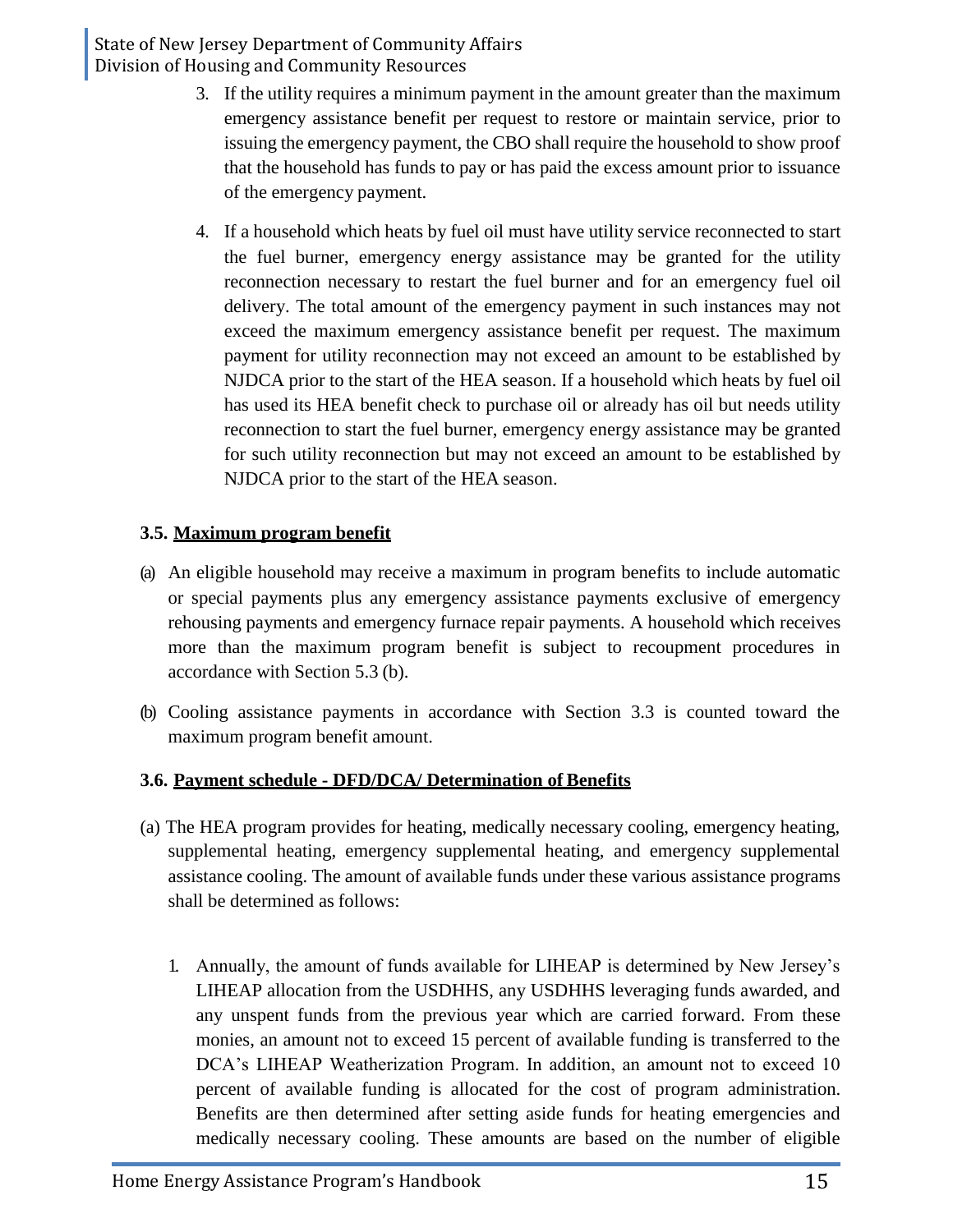3. If the utility requires a minimum payment in the amount greater than the maximum emergency assistance benefit per request to restore or maintain service, prior to issuing the emergency payment, the CBO shall require the household to show proof that the household has funds to pay or has paid the excess amount prior to issuance of the emergency payment.

4. If a household which heats by fuel oil must have utility service reconnected to start the fuel burner, emergency energy assistance may be granted for the utility reconnection necessary to restart the fuel burner and for an emergency fuel oil delivery. The total amount of the emergency payment in such instances may not exceed the maximum emergency assistance benefit per request. The maximum payment for utility reconnection may not exceed an amount to be established by NJDCA prior to the start of the HEA season. If a household which heats by fuel oil has used its HEA benefit check to purchase oil or already has oil but needs utility reconnection to start the fuel burner, emergency energy assistance may be granted for such utility reconnection but may not exceed an amount to be established by NJDCA prior to the start of the HEA season.

### 3.5. <u>Maximum program benefit</u>

(a) An eligible household may receive a maximum in program benefits to include automatic or special payments plus any emergency assistance payments exclusive of emergency rehousing payments and emergency furnace repair payments. A household which receives more than the maximum program benefit is subject to recoupment procedures in accordance with Section 5.3 (b).

(b) Cooling assistance payments in accordance with Section 3.3 is counted toward the maximum program benefit amount.

### 3.6. <u>Payment schedule - DFD/DCA/ Determination of Benefits</u>

(a) The HEA program provides for heating, medically necessary cooling, emergency heating, supplemental heating, emergency supplemental heating, and emergency supplemental assistance cooling. The amount of available funds under these various assistance programs shall be determined as follows:

1. Annually, the amount of funds available for LIHEAP is determined by New Jersey's LIHEAP allocation from the USDHHS, any USDHHS leveraging funds awarded, and any unspent funds from the previous year which are carried forward. From these monies, an amount not to exceed 15 percent of available funding is transferred to the DCA's LIHEAP Weatherization Program. In addition, an amount not to exceed 10 percent of available funding is allocated for the cost of program administration. Benefits are then determined after setting aside funds for heating emergencies and medically necessary cooling. These amounts are based on the number of eligible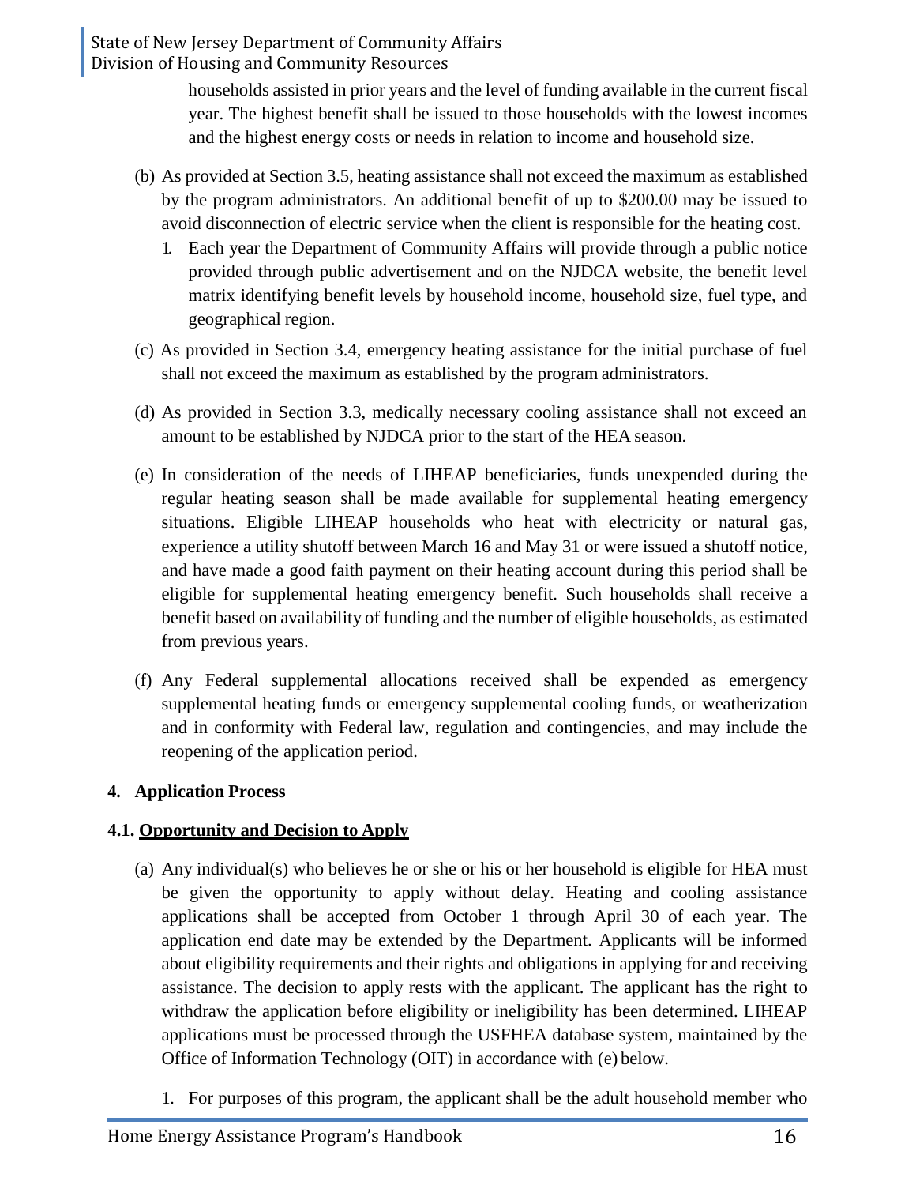households assisted in prior years and the level of funding available in the current fiscal year. The highest benefit shall be issued to those households with the lowest incomes and the highest energy costs or needs in relation to income and household size.

(b) As provided at Section 3.5, heating assistance shall not exceed the maximum as established by the program administrators. An additional benefit of up to $200.00 may be issued to avoid disconnection of electric service when the client is responsible for the heating cost.

1. Each year the Department of Community Affairs will provide through a public notice provided through public advertisement and on the NJDCA website, the benefit level matrix identifying benefit levels by household income, household size, fuel type, and geographical region.

(c) As provided in Section 3.4, emergency heating assistance for the initial purchase of fuel shall not exceed the maximum as established by the program administrators.

(d) As provided in Section 3.3, medically necessary cooling assistance shall not exceed an amount to be established by NJDCA prior to the start of the HEA season.

(e) In consideration of the needs of LIHEAP beneficiaries, funds unexpended during the regular heating season shall be made available for supplemental heating emergency situations. Eligible LIHEAP households who heat with electricity or natural gas, experience a utility shutoff between March 16 and May 31 or were issued a shutoff notice, and have made a good faith payment on their heating account during this period shall be eligible for supplemental heating emergency benefit. Such households shall receive a benefit based on availability of funding and the number of eligible households, as estimated from previous years.

(f) Any Federal supplemental allocations received shall be expended as emergency supplemental heating funds or emergency supplemental cooling funds, or weatherization and in conformity with Federal law, regulation and contingencies, and may include the reopening of the application period.

**4. Application Process**

**4.1. Opportunity and Decision to Apply**

(a) Any individual(s) who believes he or she or his or her household is eligible for HEA must be given the opportunity to apply without delay. Heating and cooling assistance applications shall be accepted from October 1 through April 30 of each year. The application end date may be extended by the Department. Applicants will be informed about eligibility requirements and their rights and obligations in applying for and receiving assistance. The decision to apply rests with the applicant. The applicant has the right to withdraw the application before eligibility or ineligibility has been determined. LIHEAP applications must be processed through the USFHEA database system, maintained by the Office of Information Technology (OIT) in accordance with (e) below.

1. For purposes of this program, the applicant shall be the adult household member who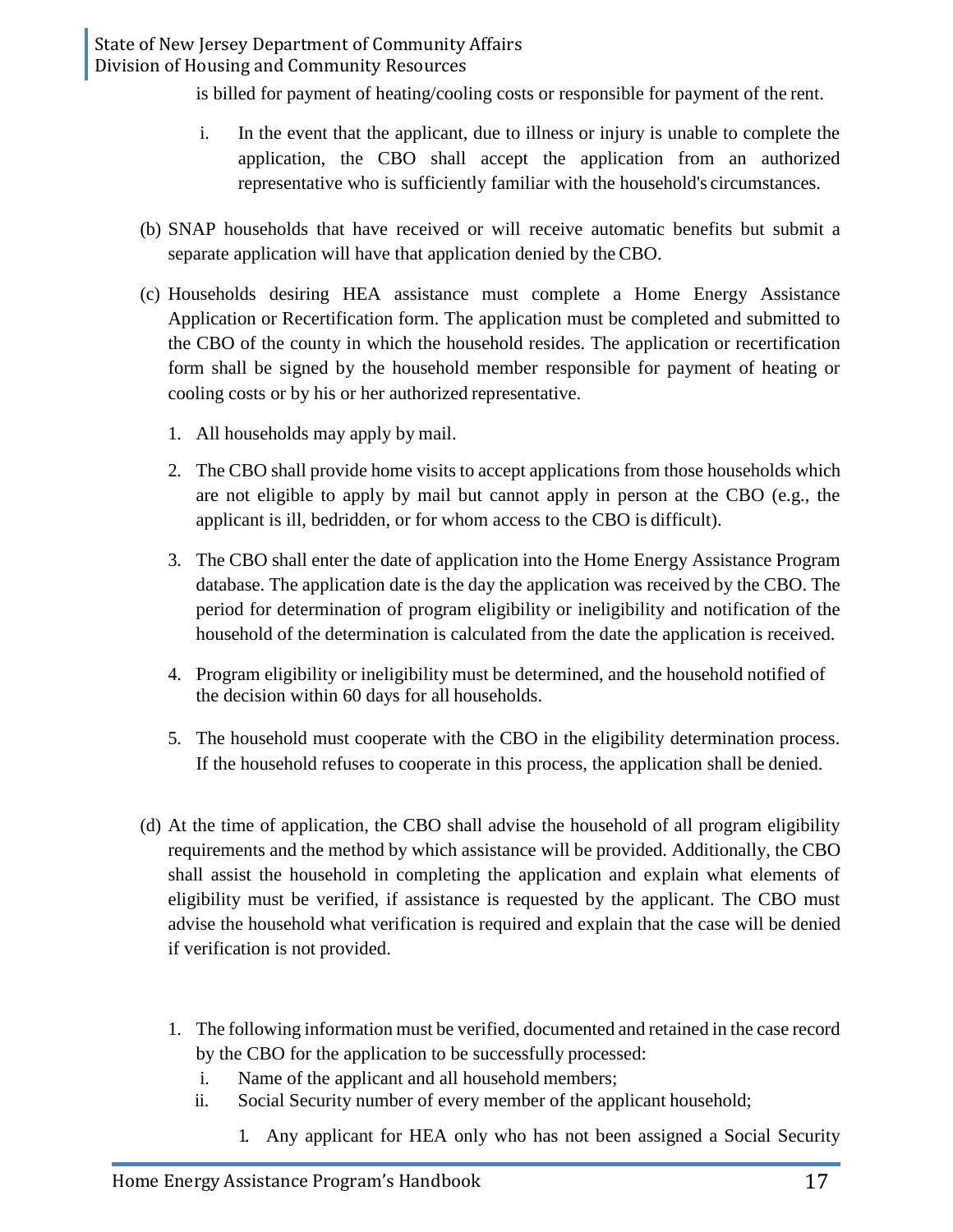is billed for payment of heating/cooling costs or responsible for payment of the rent.

i. In the event that the applicant, due to illness or injury is unable to complete the application, the CBO shall accept the application from an authorized representative who is sufficiently familiar with the household's circumstances.

(b) SNAP households that have received or will receive automatic benefits but submit a separate application will have that application denied by the CBO.

(c) Households desiring HEA assistance must complete a Home Energy Assistance Application or Recertification form. The application must be completed and submitted to the CBO of the county in which the household resides. The application or recertification form shall be signed by the household member responsible for payment of heating or cooling costs or by his or her authorized representative.

1. All households may apply by mail.
2. The CBO shall provide home visits to accept applications from those households which are not eligible to apply by mail but cannot apply in person at the CBO (e.g., the applicant is ill, bedridden, or for whom access to the CBO is difficult).
3. The CBO shall enter the date of application into the Home Energy Assistance Program database. The application date is the day the application was received by the CBO. The period for determination of program eligibility or ineligibility and notification of the household of the determination is calculated from the date the application is received.
4. Program eligibility or ineligibility must be determined, and the household notified of the decision within 60 days for all households.
5. The household must cooperate with the CBO in the eligibility determination process. If the household refuses to cooperate in this process, the application shall be denied.

(d) At the time of application, the CBO shall advise the household of all program eligibility requirements and the method by which assistance will be provided. Additionally, the CBO shall assist the household in completing the application and explain what elements of eligibility must be verified, if assistance is requested by the applicant. The CBO must advise the household what verification is required and explain that the case will be denied if verification is not provided.

1. The following information must be verified, documented and retained in the case record by the CBO for the application to be successfully processed:
   i. Name of the applicant and all household members;
   ii. Social Security number of every member of the applicant household;
      1. Any applicant for HEA only who has not been assigned a Social Security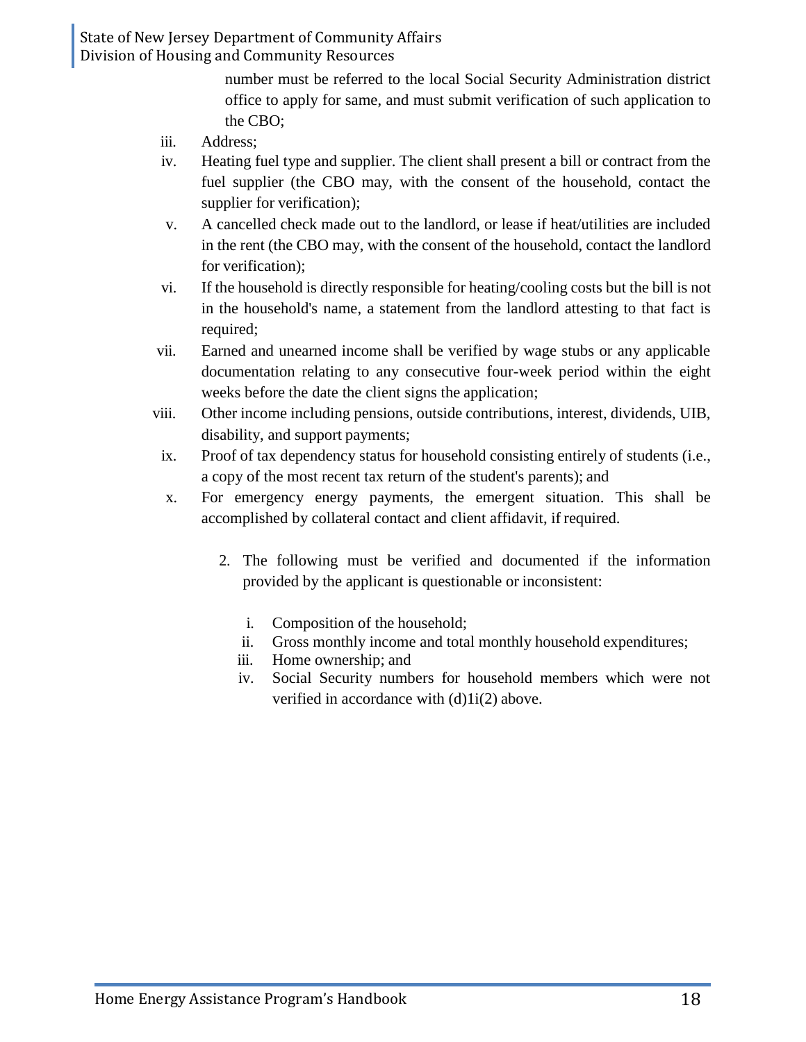number must be referred to the local Social Security Administration district office to apply for same, and must submit verification of such application to the CBO;

iii. Address;

iv. Heating fuel type and supplier. The client shall present a bill or contract from the fuel supplier (the CBO may, with the consent of the household, contact the supplier for verification);

v. A cancelled check made out to the landlord, or lease if heat/utilities are included in the rent (the CBO may, with the consent of the household, contact the landlord for verification);

vi. If the household is directly responsible for heating/cooling costs but the bill is not in the household's name, a statement from the landlord attesting to that fact is required;

vii. Earned and unearned income shall be verified by wage stubs or any applicable documentation relating to any consecutive four-week period within the eight weeks before the date the client signs the application;

viii. Other income including pensions, outside contributions, interest, dividends, UIB, disability, and support payments;

ix. Proof of tax dependency status for household consisting entirely of students (i.e., a copy of the most recent tax return of the student's parents); and

x. For emergency energy payments, the emergent situation. This shall be accomplished by collateral contact and client affidavit, if required.

2. The following must be verified and documented if the information provided by the applicant is questionable or inconsistent:

   i. Composition of the household;
   ii. Gross monthly income and total monthly household expenditures;
   iii. Home ownership; and
   iv. Social Security numbers for household members which were not verified in accordance with (d)1i(2) above.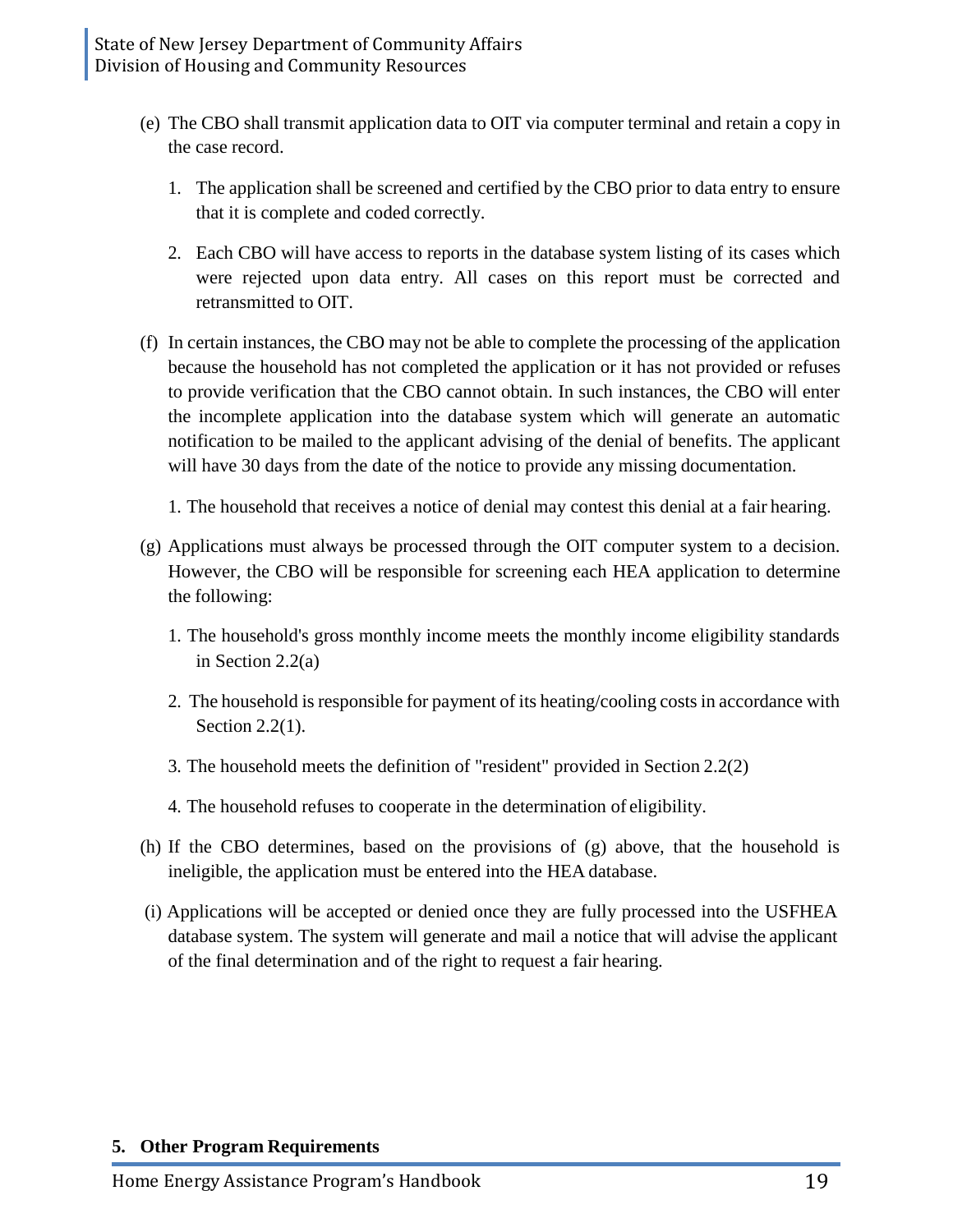(e) The CBO shall transmit application data to OIT via computer terminal and retain a copy in the case record.

1. The application shall be screened and certified by the CBO prior to data entry to ensure that it is complete and coded correctly.

2. Each CBO will have access to reports in the database system listing of its cases which were rejected upon data entry. All cases on this report must be corrected and retransmitted to OIT.

(f) In certain instances, the CBO may not be able to complete the processing of the application because the household has not completed the application or it has not provided or refuses to provide verification that the CBO cannot obtain. In such instances, the CBO will enter the incomplete application into the database system which will generate an automatic notification to be mailed to the applicant advising of the denial of benefits. The applicant will have 30 days from the date of the notice to provide any missing documentation.

1. The household that receives a notice of denial may contest this denial at a fair hearing.

(g) Applications must always be processed through the OIT computer system to a decision. However, the CBO will be responsible for screening each HEA application to determine the following:

1. The household's gross monthly income meets the monthly income eligibility standards in Section 2.2(a)

2. The household is responsible for payment of its heating/cooling costs in accordance with Section 2.2(1).

3. The household meets the definition of "resident" provided in Section 2.2(2)

4. The household refuses to cooperate in the determination of eligibility.

(h) If the CBO determines, based on the provisions of (g) above, that the household is ineligible, the application must be entered into the HEA database.

(i) Applications will be accepted or denied once they are fully processed into the USFHEA database system. The system will generate and mail a notice that will advise the applicant of the final determination and of the right to request a fair hearing.

**5. Other Program Requirements**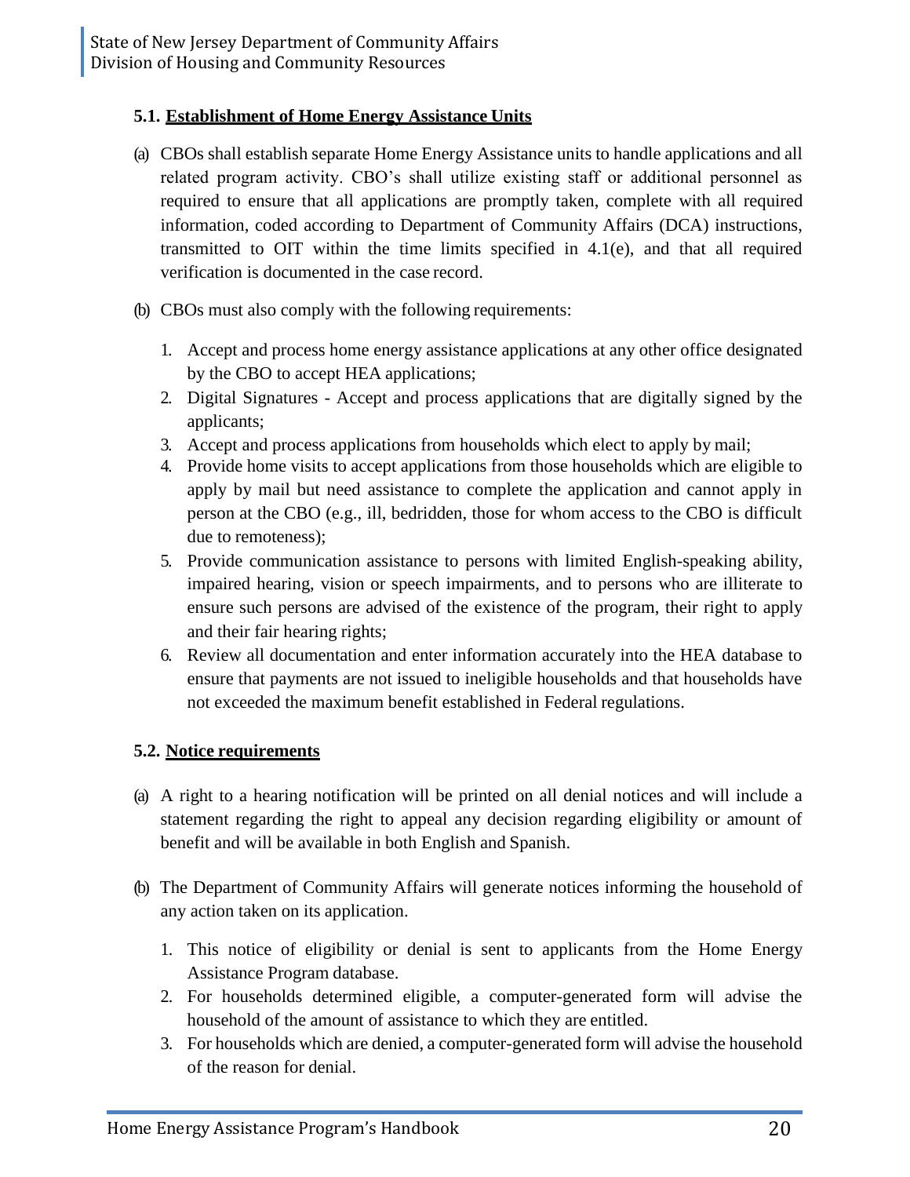### 5.1. Establishment of Home Energy Assistance Units

(a) CBOs shall establish separate Home Energy Assistance units to handle applications and all related program activity. CBO's shall utilize existing staff or additional personnel as required to ensure that all applications are promptly taken, complete with all required information, coded according to Department of Community Affairs (DCA) instructions, transmitted to OIT within the time limits specified in 4.1(e), and that all required verification is documented in the case record.

(b) CBOs must also comply with the following requirements:

1. Accept and process home energy assistance applications at any other office designated by the CBO to accept HEA applications;
2. Digital Signatures - Accept and process applications that are digitally signed by the applicants;
3. Accept and process applications from households which elect to apply by mail;
4. Provide home visits to accept applications from those households which are eligible to apply by mail but need assistance to complete the application and cannot apply in person at the CBO (e.g., ill, bedridden, those for whom access to the CBO is difficult due to remoteness);
5. Provide communication assistance to persons with limited English-speaking ability, impaired hearing, vision or speech impairments, and to persons who are illiterate to ensure such persons are advised of the existence of the program, their right to apply and their fair hearing rights;
6. Review all documentation and enter information accurately into the HEA database to ensure that payments are not issued to ineligible households and that households have not exceeded the maximum benefit established in Federal regulations.

### 5.2. Notice requirements

(a) A right to a hearing notification will be printed on all denial notices and will include a statement regarding the right to appeal any decision regarding eligibility or amount of benefit and will be available in both English and Spanish.

(b) The Department of Community Affairs will generate notices informing the household of any action taken on its application.

1. This notice of eligibility or denial is sent to applicants from the Home Energy Assistance Program database.
2. For households determined eligible, a computer-generated form will advise the household of the amount of assistance to which they are entitled.
3. For households which are denied, a computer-generated form will advise the household of the reason for denial.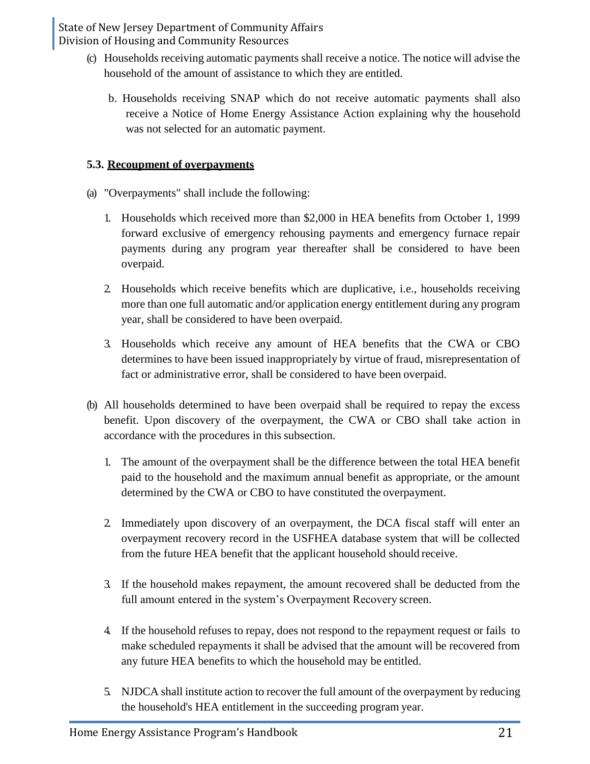(c) Households receiving automatic payments shall receive a notice. The notice will advise the household of the amount of assistance to which they are entitled.

b. Households receiving SNAP which do not receive automatic payments shall also receive a Notice of Home Energy Assistance Action explaining why the household was not selected for an automatic payment.

### 5.3. Recoupment of overpayments

(a) "Overpayments" shall include the following:

1. Households which received more than $2,000 in HEA benefits from October 1, 1999 forward exclusive of emergency rehousing payments and emergency furnace repair payments during any program year thereafter shall be considered to have been overpaid.

2. Households which receive benefits which are duplicative, i.e., households receiving more than one full automatic and/or application energy entitlement during any program year, shall be considered to have been overpaid.

3. Households which receive any amount of HEA benefits that the CWA or CBO determines to have been issued inappropriately by virtue of fraud, misrepresentation of fact or administrative error, shall be considered to have been overpaid.

(b) All households determined to have been overpaid shall be required to repay the excess benefit. Upon discovery of the overpayment, the CWA or CBO shall take action in accordance with the procedures in this subsection.

1. The amount of the overpayment shall be the difference between the total HEA benefit paid to the household and the maximum annual benefit as appropriate, or the amount determined by the CWA or CBO to have constituted the overpayment.

2. Immediately upon discovery of an overpayment, the DCA fiscal staff will enter an overpayment recovery record in the USFHEA database system that will be collected from the future HEA benefit that the applicant household should receive.

3. If the household makes repayment, the amount recovered shall be deducted from the full amount entered in the system's Overpayment Recovery screen.

4. If the household refuses to repay, does not respond to the repayment request or fails to make scheduled repayments it shall be advised that the amount will be recovered from any future HEA benefits to which the household may be entitled.

5. NJDCA shall institute action to recover the full amount of the overpayment by reducing the household's HEA entitlement in the succeeding program year.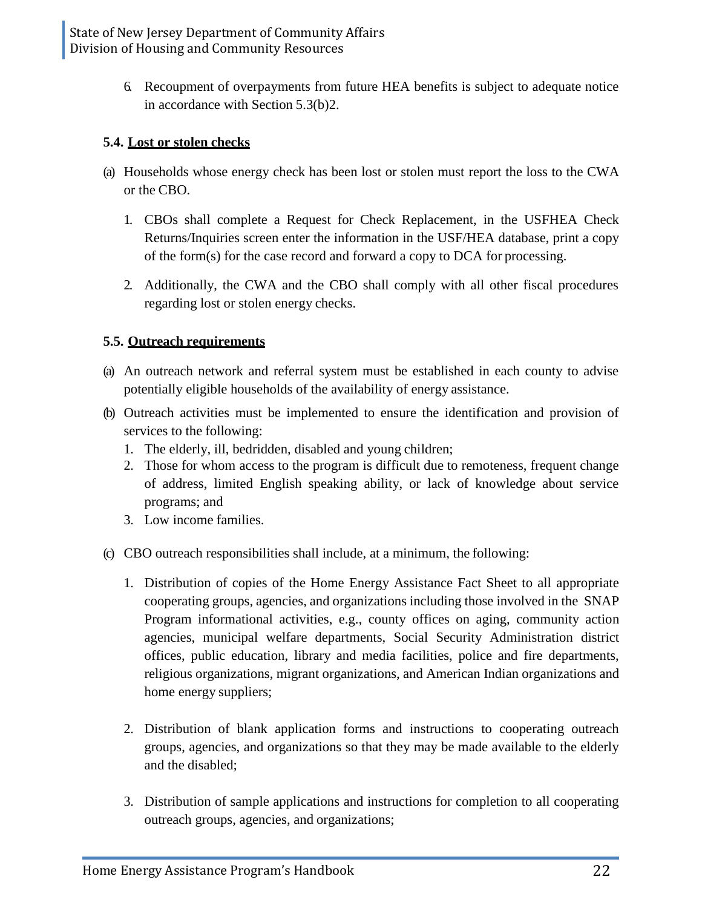6. Recoupment of overpayments from future HEA benefits is subject to adequate notice in accordance with Section 5.3(b)2.

### 5.4. Lost or stolen checks

(a) Households whose energy check has been lost or stolen must report the loss to the CWA or the CBO.

1. CBOs shall complete a Request for Check Replacement, in the USFHEA Check Returns/Inquiries screen enter the information in the USF/HEA database, print a copy of the form(s) for the case record and forward a copy to DCA for processing.

2. Additionally, the CWA and the CBO shall comply with all other fiscal procedures regarding lost or stolen energy checks.

### 5.5. Outreach requirements

(a) An outreach network and referral system must be established in each county to advise potentially eligible households of the availability of energy assistance.

(b) Outreach activities must be implemented to ensure the identification and provision of services to the following:

1. The elderly, ill, bedridden, disabled and young children;
2. Those for whom access to the program is difficult due to remoteness, frequent change of address, limited English speaking ability, or lack of knowledge about service programs; and
3. Low income families.

(c) CBO outreach responsibilities shall include, at a minimum, the following:

1. Distribution of copies of the Home Energy Assistance Fact Sheet to all appropriate cooperating groups, agencies, and organizations including those involved in the SNAP Program informational activities, e.g., county offices on aging, community action agencies, municipal welfare departments, Social Security Administration district offices, public education, library and media facilities, police and fire departments, religious organizations, migrant organizations, and American Indian organizations and home energy suppliers;

2. Distribution of blank application forms and instructions to cooperating outreach groups, agencies, and organizations so that they may be made available to the elderly and the disabled;

3. Distribution of sample applications and instructions for completion to all cooperating outreach groups, agencies, and organizations;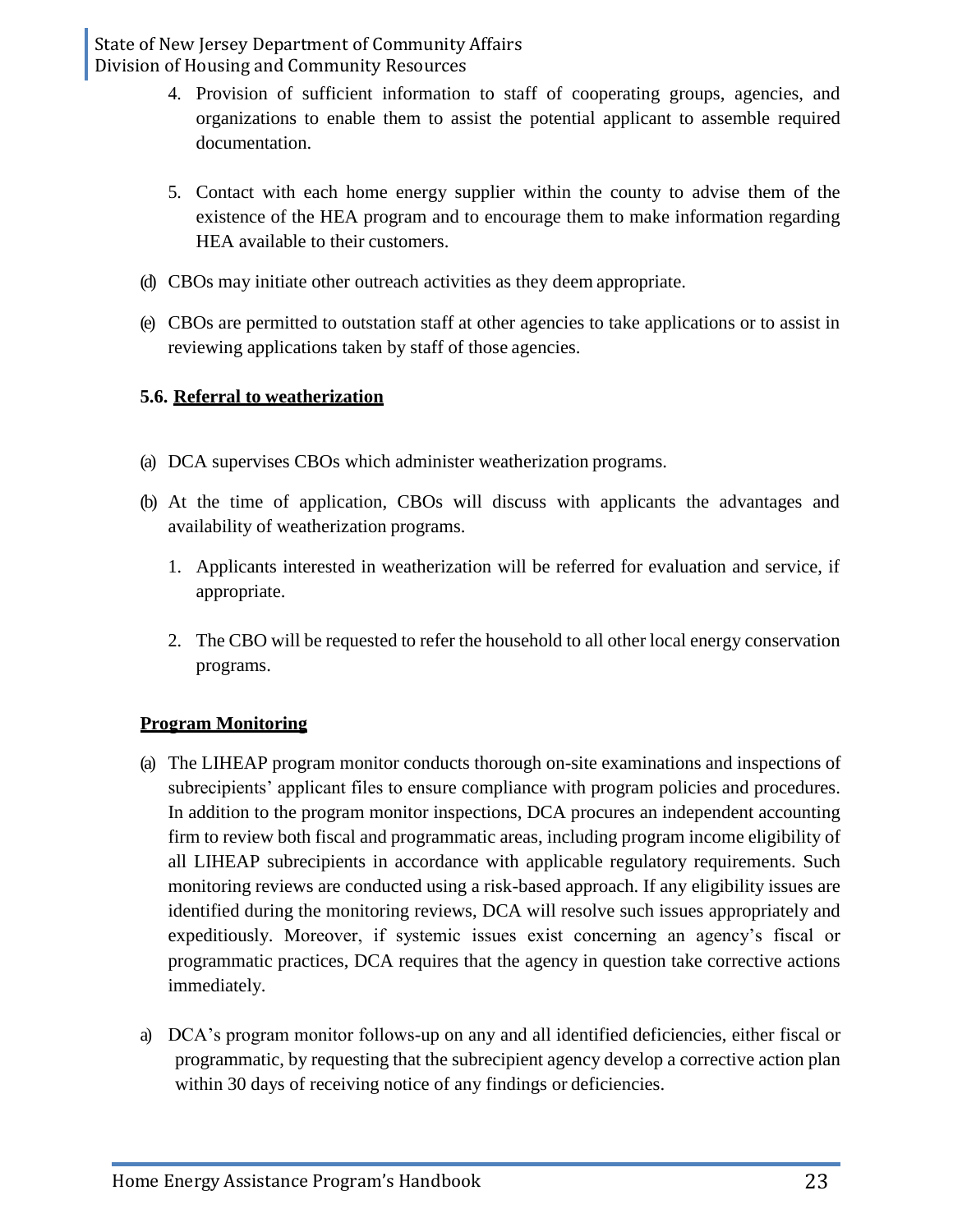4. Provision of sufficient information to staff of cooperating groups, agencies, and organizations to enable them to assist the potential applicant to assemble required documentation.

5. Contact with each home energy supplier within the county to advise them of the existence of the HEA program and to encourage them to make information regarding HEA available to their customers.

(d) CBOs may initiate other outreach activities as they deem appropriate.

(e) CBOs are permitted to outstation staff at other agencies to take applications or to assist in reviewing applications taken by staff of those agencies.

### 5.6. <u>Referral to weatherization</u>

(a) DCA supervises CBOs which administer weatherization programs.

(b) At the time of application, CBOs will discuss with applicants the advantages and availability of weatherization programs.

1. Applicants interested in weatherization will be referred for evaluation and service, if appropriate.

2. The CBO will be requested to refer the household to all other local energy conservation programs.

### <u>Program Monitoring</u>

(a) The LIHEAP program monitor conducts thorough on-site examinations and inspections of subrecipients' applicant files to ensure compliance with program policies and procedures. In addition to the program monitor inspections, DCA procures an independent accounting firm to review both fiscal and programmatic areas, including program income eligibility of all LIHEAP subrecipients in accordance with applicable regulatory requirements. Such monitoring reviews are conducted using a risk-based approach. If any eligibility issues are identified during the monitoring reviews, DCA will resolve such issues appropriately and expeditiously. Moreover, if systemic issues exist concerning an agency's fiscal or programmatic practices, DCA requires that the agency in question take corrective actions immediately.

a) DCA's program monitor follows-up on any and all identified deficiencies, either fiscal or programmatic, by requesting that the subrecipient agency develop a corrective action plan within 30 days of receiving notice of any findings or deficiencies.